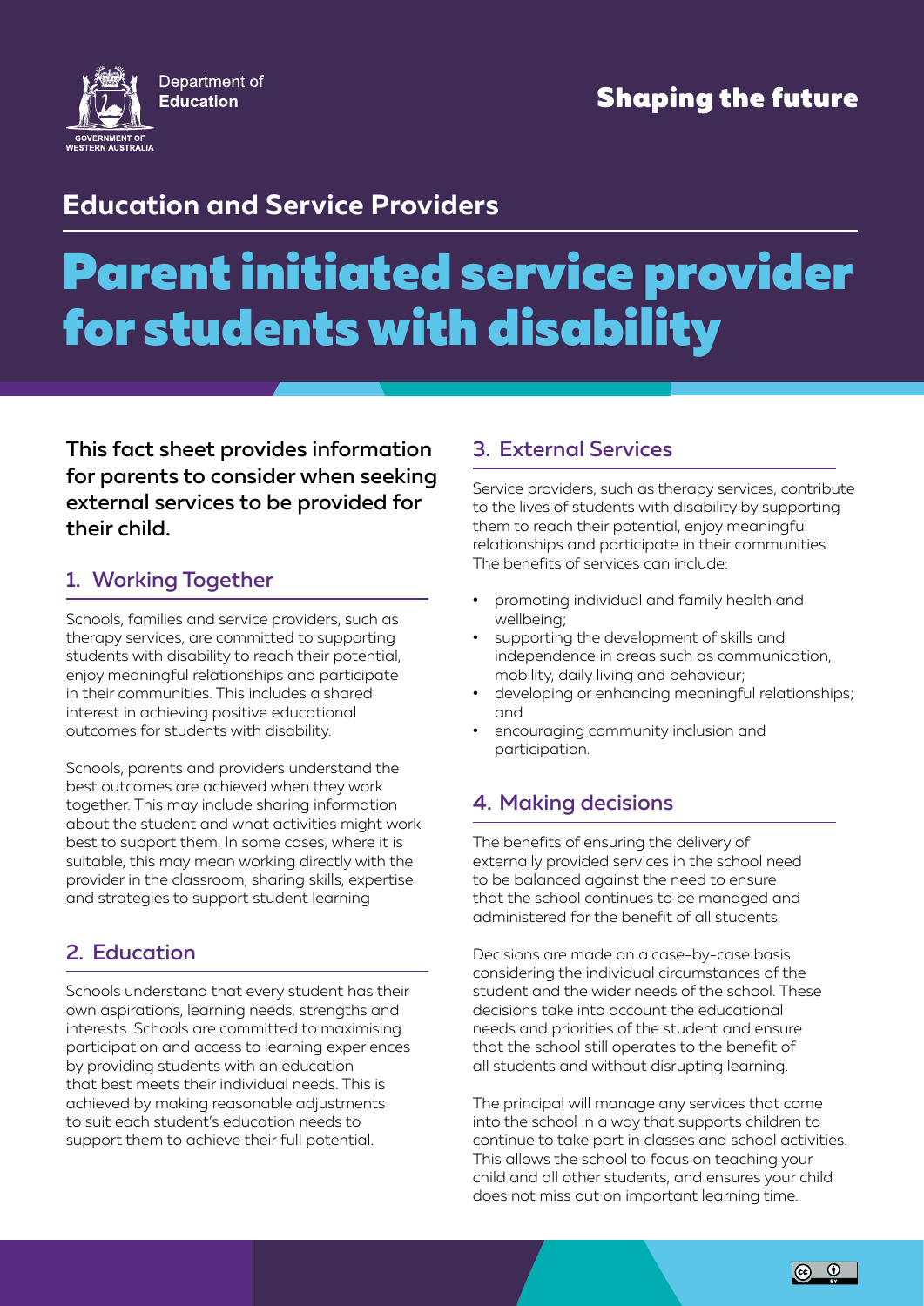Department of Education

GOVERNMENT OF WESTERN AUSTRALIA

**Shaping the future**

## Education and Service Providers

# Parent initiated service provider for students with disability

**This fact sheet provides information for parents to consider when seeking external services to be provided for their child.**

### 1. Working Together

Schools, families and service providers, such as therapy services, are committed to supporting students with disability to reach their potential, enjoy meaningful relationships and participate in their communities. This includes a shared interest in achieving positive educational outcomes for students with disability.

Schools, parents and providers understand the best outcomes are achieved when they work together. This may include sharing information about the student and what activities might work best to support them. In some cases, where it is suitable, this may mean working directly with the provider in the classroom, sharing skills, expertise and strategies to support student learning

### 2. Education

Schools understand that every student has their own aspirations, learning needs, strengths and interests. Schools are committed to maximising participation and access to learning experiences by providing students with an education that best meets their individual needs. This is achieved by making reasonable adjustments to suit each student's education needs to support them to achieve their full potential.

### 3. External Services

Service providers, such as therapy services, contribute to the lives of students with disability by supporting them to reach their potential, enjoy meaningful relationships and participate in their communities. The benefits of services can include:

- promoting individual and family health and wellbeing;
- supporting the development of skills and independence in areas such as communication, mobility, daily living and behaviour;
- developing or enhancing meaningful relationships; and
- encouraging community inclusion and participation.

### 4. Making decisions

The benefits of ensuring the delivery of externally provided services in the school need to be balanced against the need to ensure that the school continues to be managed and administered for the benefit of all students.

Decisions are made on a case-by-case basis considering the individual circumstances of the student and the wider needs of the school. These decisions take into account the educational needs and priorities of the student and ensure that the school still operates to the benefit of all students and without disrupting learning.

The principal will manage any services that come into the school in a way that supports children to continue to take part in classes and school activities. This allows the school to focus on teaching your child and all other students, and ensures your child does not miss out on important learning time.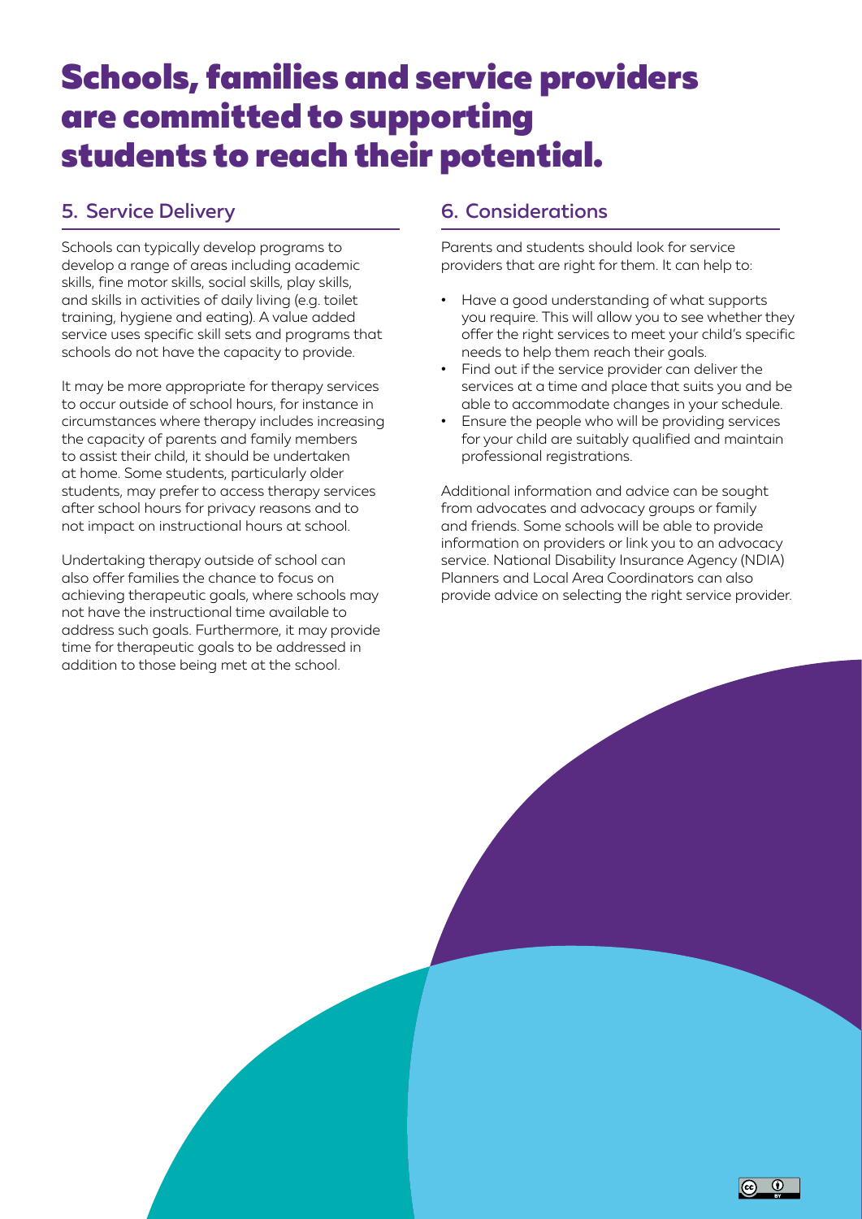# Schools, families and service providers are committed to supporting students to reach their potential.

## 5. Service Delivery

Schools can typically develop programs to develop a range of areas including academic skills, fine motor skills, social skills, play skills, and skills in activities of daily living (e.g. toilet training, hygiene and eating). A value added service uses specific skill sets and programs that schools do not have the capacity to provide.

It may be more appropriate for therapy services to occur outside of school hours, for instance in circumstances where therapy includes increasing the capacity of parents and family members to assist their child, it should be undertaken at home. Some students, particularly older students, may prefer to access therapy services after school hours for privacy reasons and to not impact on instructional hours at school.

Undertaking therapy outside of school can also offer families the chance to focus on achieving therapeutic goals, where schools may not have the instructional time available to address such goals. Furthermore, it may provide time for therapeutic goals to be addressed in addition to those being met at the school.

## 6. Considerations

Parents and students should look for service providers that are right for them. It can help to:

- Have a good understanding of what supports you require. This will allow you to see whether they offer the right services to meet your child's specific needs to help them reach their goals.
- Find out if the service provider can deliver the services at a time and place that suits you and be able to accommodate changes in your schedule.
- Ensure the people who will be providing services for your child are suitably qualified and maintain professional registrations.

Additional information and advice can be sought from advocates and advocacy groups or family and friends. Some schools will be able to provide information on providers or link you to an advocacy service. National Disability Insurance Agency (NDIA) Planners and Local Area Coordinators can also provide advice on selecting the right service provider.